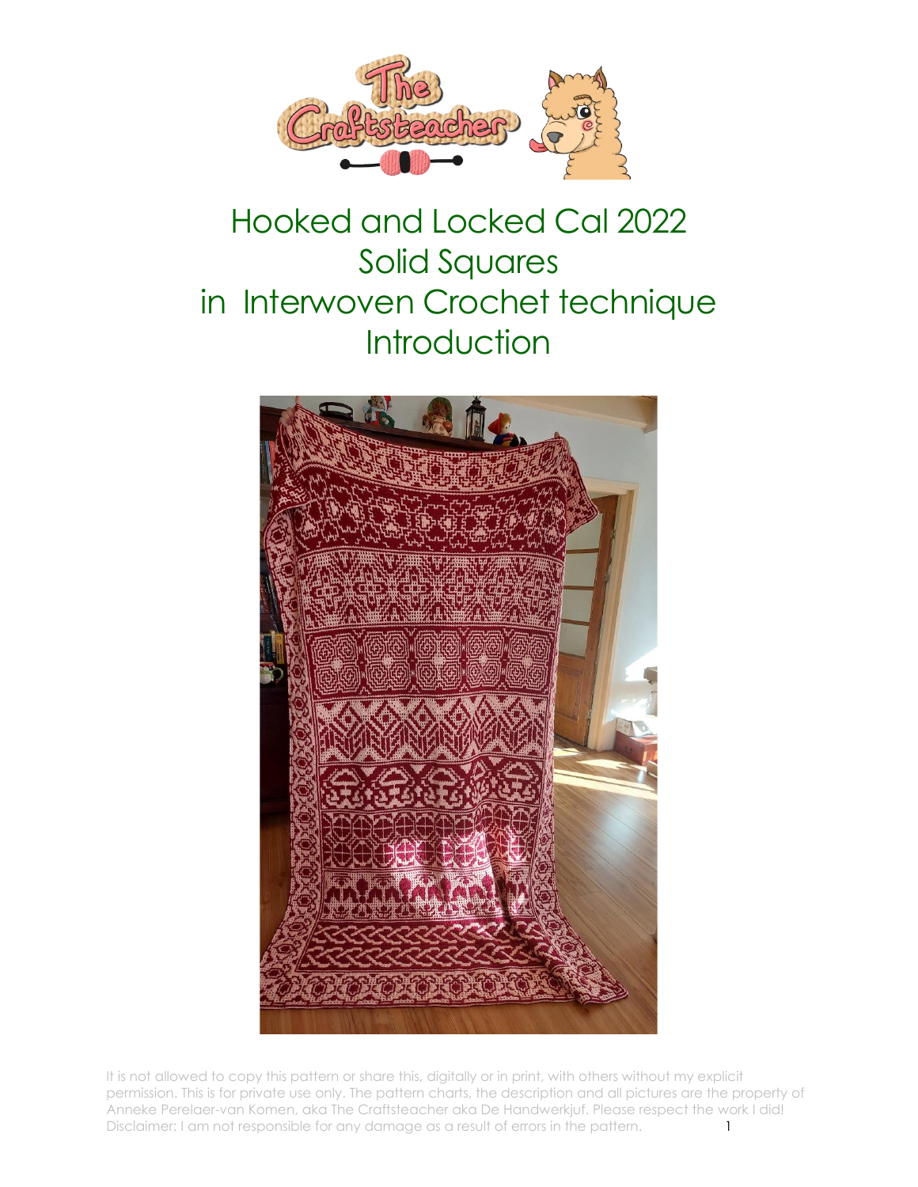# Hooked and Locked Cal 2022
# Solid Squares
# in Interwoven Crochet technique
# Introduction

It is not allowed to copy this pattern or share this, digitally or in print, with others without my explicit permission. This is for private use only. The pattern charts, the description and all pictures are the property of Anneke Perelaer-van Komen, aka The Craftsteacher aka De Handwerkjuf. Please respect the work I did! Disclaimer: I am not responsible for any damage as a result of errors in the pattern.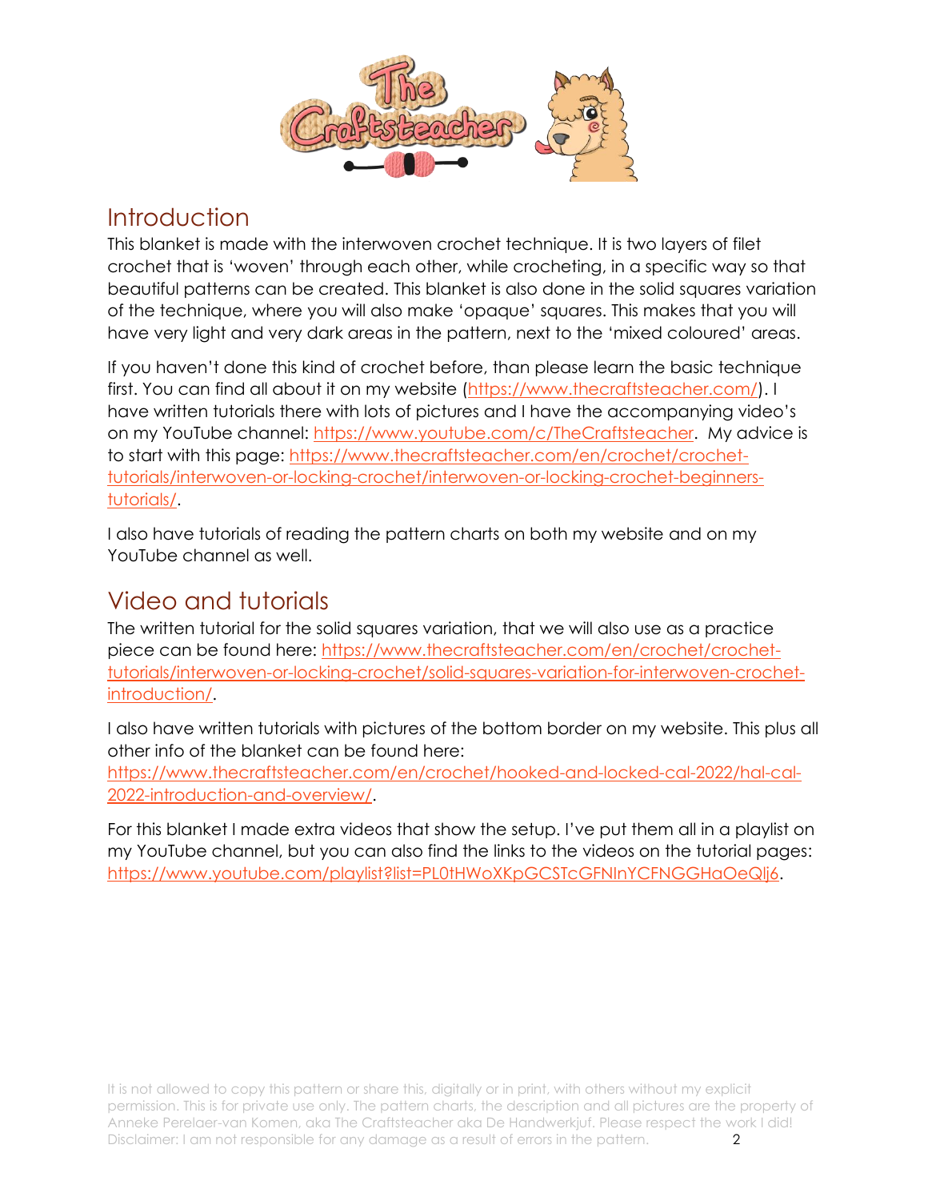## Introduction

This blanket is made with the interwoven crochet technique. It is two layers of filet crochet that is 'woven' through each other, while crocheting, in a specific way so that beautiful patterns can be created. This blanket is also done in the solid squares variation of the technique, where you will also make 'opaque' squares. This makes that you will have very light and very dark areas in the pattern, next to the 'mixed coloured' areas.

If you haven't done this kind of crochet before, than please learn the basic technique first. You can find all about it on my website (https://www.thecraftsteacher.com/). I have written tutorials there with lots of pictures and I have the accompanying video's on my YouTube channel: https://www.youtube.com/c/TheCraftsteacher. My advice is to start with this page: https://www.thecraftsteacher.com/en/crochet/crochet-tutorials/interwoven-or-locking-crochet/interwoven-or-locking-crochet-beginners-tutorials/.

I also have tutorials of reading the pattern charts on both my website and on my YouTube channel as well.

## Video and tutorials

The written tutorial for the solid squares variation, that we will also use as a practice piece can be found here: https://www.thecraftsteacher.com/en/crochet/crochet-tutorials/interwoven-or-locking-crochet/solid-squares-variation-for-interwoven-crochet-introduction/.

I also have written tutorials with pictures of the bottom border on my website. This plus all other info of the blanket can be found here: https://www.thecraftsteacher.com/en/crochet/hooked-and-locked-cal-2022/hal-cal-2022-introduction-and-overview/.

For this blanket I made extra videos that show the setup. I've put them all in a playlist on my YouTube channel, but you can also find the links to the videos on the tutorial pages: https://www.youtube.com/playlist?list=PL0tHWoXKpGCSTcGFNlnYCFNGGHaOeQlj6.

It is not allowed to copy this pattern or share this, digitally or in print, with others without my explicit permission. This is for private use only. The pattern charts, the description and all pictures are the property of Anneke Perelaer-van Komen, aka The Craftsteacher aka De Handwerkjuf. Please respect the work I did! Disclaimer: I am not responsible for any damage as a result of errors in the pattern.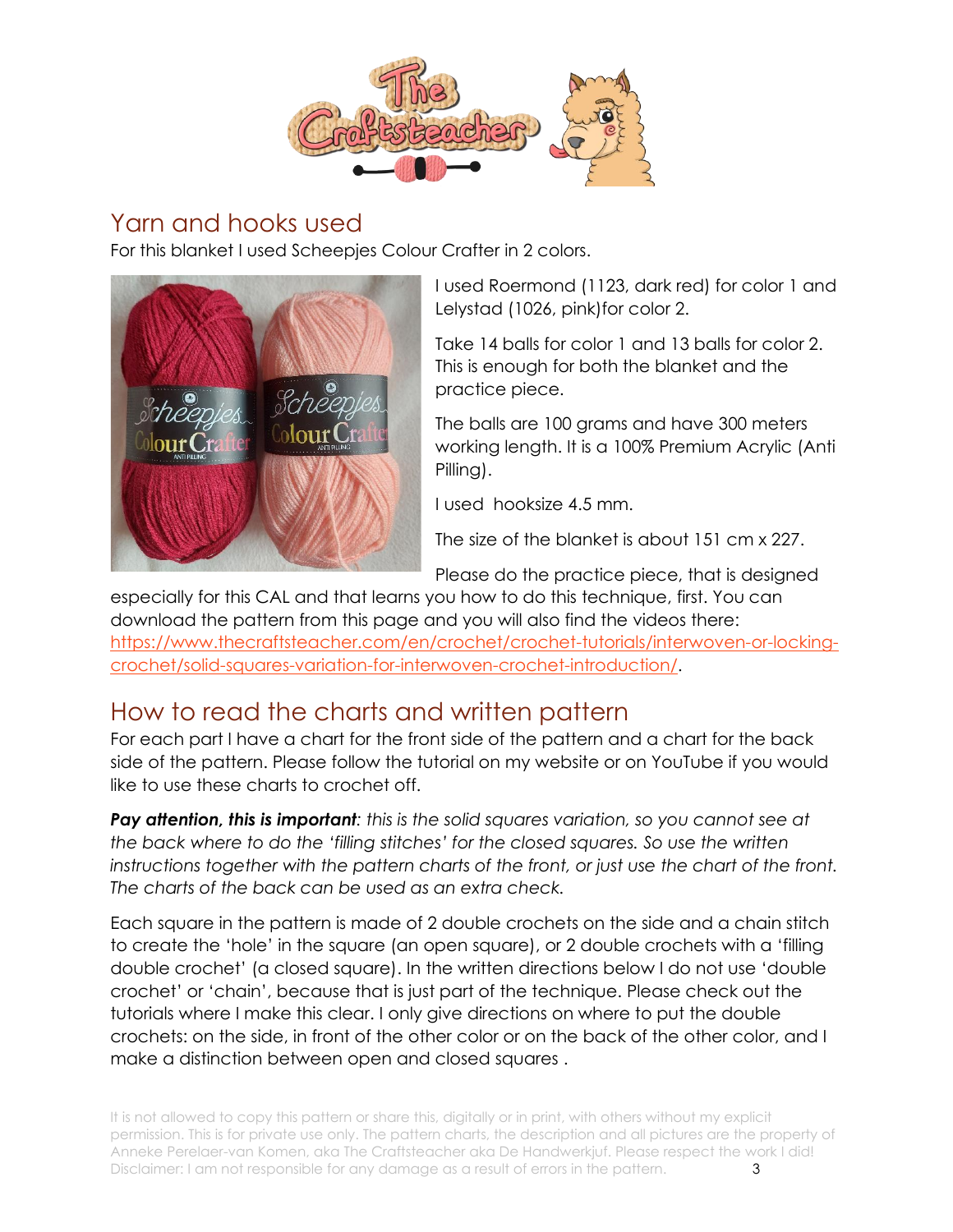## Yarn and hooks used

For this blanket I used Scheepjes Colour Crafter in 2 colors.

I used Roermond (1123, dark red) for color 1 and Lelystad (1026, pink)for color 2.

Take 14 balls for color 1 and 13 balls for color 2. This is enough for both the blanket and the practice piece.

The balls are 100 grams and have 300 meters working length. It is a 100% Premium Acrylic (Anti Pilling).

I used hooksize 4.5 mm.

The size of the blanket is about 151 cm x 227.

Please do the practice piece, that is designed especially for this CAL and that learns you how to do this technique, first. You can download the pattern from this page and you will also find the videos there: https://www.thecraftsteacher.com/en/crochet/crochet-tutorials/interwoven-or-locking-crochet/solid-squares-variation-for-interwoven-crochet-introduction/.

## How to read the charts and written pattern

For each part I have a chart for the front side of the pattern and a chart for the back side of the pattern. Please follow the tutorial on my website or on YouTube if you would like to use these charts to crochet off.

***Pay attention, this is important****: this is the solid squares variation, so you cannot see at the back where to do the 'filling stitches' for the closed squares. So use the written instructions together with the pattern charts of the front, or just use the chart of the front. The charts of the back can be used as an extra check.*

Each square in the pattern is made of 2 double crochets on the side and a chain stitch to create the 'hole' in the square (an open square), or 2 double crochets with a 'filling double crochet' (a closed square). In the written directions below I do not use 'double crochet' or 'chain', because that is just part of the technique. Please check out the tutorials where I make this clear. I only give directions on where to put the double crochets: on the side, in front of the other color or on the back of the other color, and I make a distinction between open and closed squares .

It is not allowed to copy this pattern or share this, digitally or in print, with others without my explicit permission. This is for private use only. The pattern charts, the description and all pictures are the property of Anneke Perelaer-van Komen, aka The Craftsteacher aka De Handwerkjuf. Please respect the work I did! Disclaimer: I am not responsible for any damage as a result of errors in the pattern.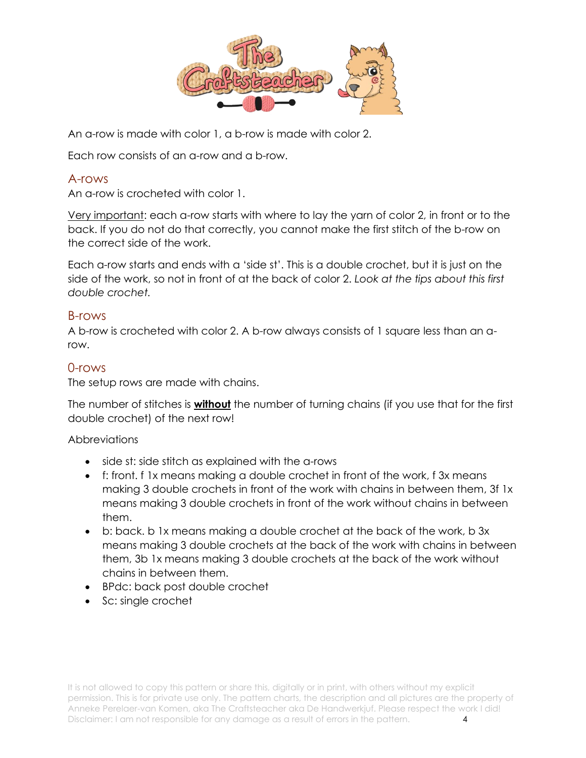An a-row is made with color 1, a b-row is made with color 2.

Each row consists of an a-row and a b-row.

## A-rows

An a-row is crocheted with color 1.

Very important: each a-row starts with where to lay the yarn of color 2, in front or to the back. If you do not do that correctly, you cannot make the first stitch of the b-row on the correct side of the work.

Each a-row starts and ends with a 'side st'. This is a double crochet, but it is just on the side of the work, so not in front of at the back of color 2. *Look at the tips about this first double crochet.*

## B-rows

A b-row is crocheted with color 2. A b-row always consists of 1 square less than an a-row.

## 0-rows

The setup rows are made with chains.

The number of stitches is **without** the number of turning chains (if you use that for the first double crochet) of the next row!

Abbreviations

- side st: side stitch as explained with the a-rows
- f: front. f 1x means making a double crochet in front of the work, f 3x means making 3 double crochets in front of the work with chains in between them, 3f 1x means making 3 double crochets in front of the work without chains in between them.
- b: back. b 1x means making a double crochet at the back of the work, b 3x means making 3 double crochets at the back of the work with chains in between them, 3b 1x means making 3 double crochets at the back of the work without chains in between them.
- BPdc: back post double crochet
- Sc: single crochet

It is not allowed to copy this pattern or share this, digitally or in print, with others without my explicit permission. This is for private use only. The pattern charts, the description and all pictures are the property of Anneke Perelaer-van Komen, aka The Craftsteacher aka De Handwerkjuf. Please respect the work I did! Disclaimer: I am not responsible for any damage as a result of errors in the pattern.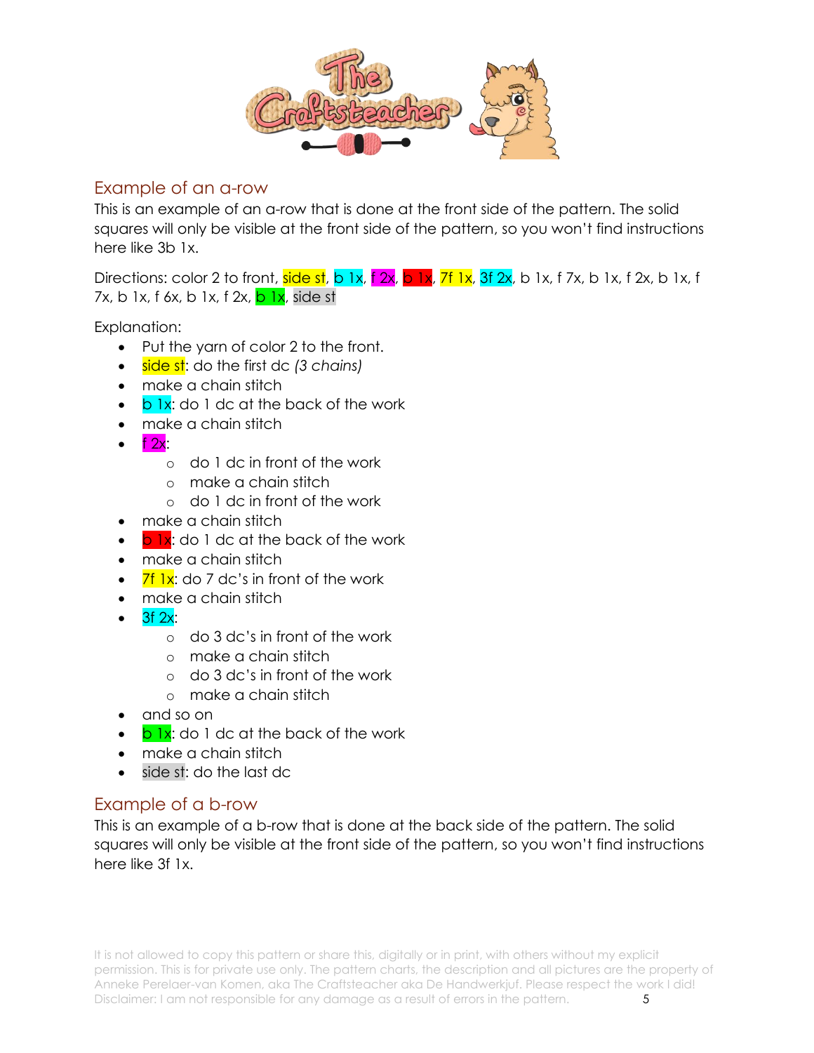## Example of an a-row

This is an example of an a-row that is done at the front side of the pattern. The solid squares will only be visible at the front side of the pattern, so you won't find instructions here like 3b 1x.

Directions: color 2 to front, side st, b 1x, f 2x, b 1x, 7f 1x, 3f 2x, b 1x, f 7x, b 1x, f 2x, b 1x, f 7x, b 1x, f 6x, b 1x, f 2x, b 1x, side st

Explanation:

- Put the yarn of color 2 to the front.
- side st: do the first dc *(3 chains)*
- make a chain stitch
- b 1x: do 1 dc at the back of the work
- make a chain stitch
- f 2x:
  - do 1 dc in front of the work
  - make a chain stitch
  - do 1 dc in front of the work
- make a chain stitch
- b 1x: do 1 dc at the back of the work
- make a chain stitch
- 7f 1x: do 7 dc's in front of the work
- make a chain stitch
- 3f 2x:
  - do 3 dc's in front of the work
  - make a chain stitch
  - do 3 dc's in front of the work
  - make a chain stitch
- and so on
- b 1x: do 1 dc at the back of the work
- make a chain stitch
- side st: do the last dc

## Example of a b-row

This is an example of a b-row that is done at the back side of the pattern. The solid squares will only be visible at the front side of the pattern, so you won't find instructions here like 3f 1x.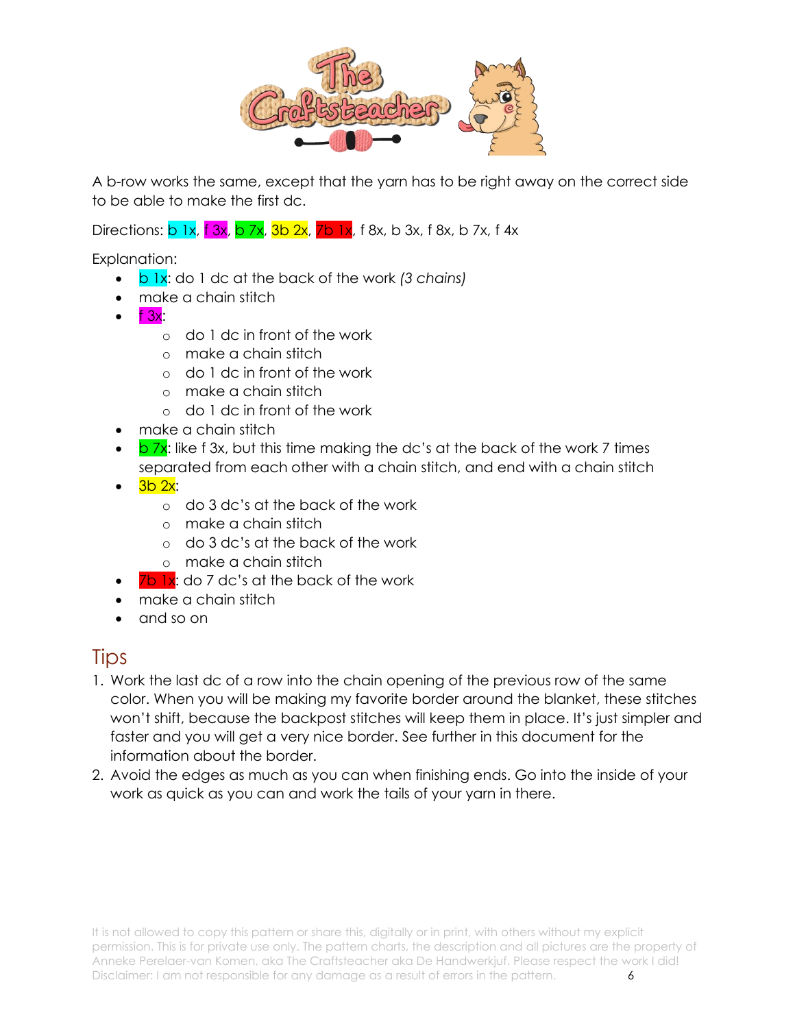A b-row works the same, except that the yarn has to be right away on the correct side to be able to make the first dc.

Directions: b 1x, f 3x, b 7x, 3b 2x, 7b 1x, f 8x, b 3x, f 8x, b 7x, f 4x

Explanation:

- b 1x: do 1 dc at the back of the work *(3 chains)*
- make a chain stitch
- f 3x:
  - do 1 dc in front of the work
  - make a chain stitch
  - do 1 dc in front of the work
  - make a chain stitch
  - do 1 dc in front of the work
- make a chain stitch
- b 7x: like f 3x, but this time making the dc's at the back of the work 7 times separated from each other with a chain stitch, and end with a chain stitch
- 3b 2x:
  - do 3 dc's at the back of the work
  - make a chain stitch
  - do 3 dc's at the back of the work
  - make a chain stitch
- 7b 1x: do 7 dc's at the back of the work
- make a chain stitch
- and so on

## Tips

1. Work the last dc of a row into the chain opening of the previous row of the same color. When you will be making my favorite border around the blanket, these stitches won't shift, because the backpost stitches will keep them in place. It's just simpler and faster and you will get a very nice border. See further in this document for the information about the border.
2. Avoid the edges as much as you can when finishing ends. Go into the inside of your work as quick as you can and work the tails of your yarn in there.

It is not allowed to copy this pattern or share this, digitally or in print, with others without my explicit permission. This is for private use only. The pattern charts, the description and all pictures are the property of Anneke Perelaer-van Komen, aka The Craftsteacher aka De Handwerkjuf. Please respect the work I did! Disclaimer: I am not responsible for any damage as a result of errors in the pattern.